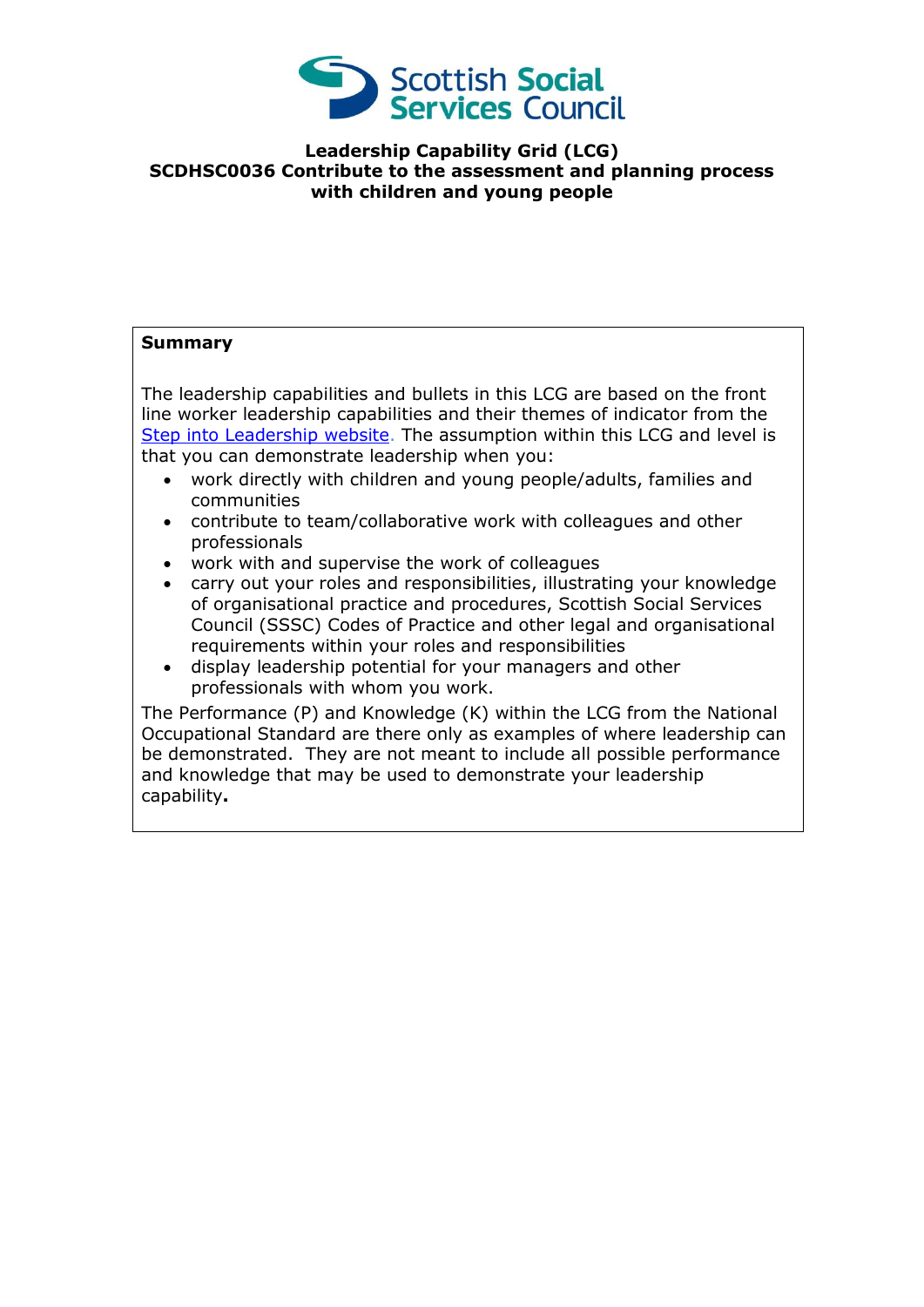Scottish Social Services Council

**Leadership Capability Grid (LCG)**
**SCDHSC0036 Contribute to the assessment and planning process with children and young people**

**Summary**

The leadership capabilities and bullets in this LCG are based on the front line worker leadership capabilities and their themes of indicator from the [Step into Leadership website](). The assumption within this LCG and level is that you can demonstrate leadership when you:

- work directly with children and young people/adults, families and communities
- contribute to team/collaborative work with colleagues and other professionals
- work with and supervise the work of colleagues
- carry out your roles and responsibilities, illustrating your knowledge of organisational practice and procedures, Scottish Social Services Council (SSSC) Codes of Practice and other legal and organisational requirements within your roles and responsibilities
- display leadership potential for your managers and other professionals with whom you work.

The Performance (P) and Knowledge (K) within the LCG from the National Occupational Standard are there only as examples of where leadership can be demonstrated. They are not meant to include all possible performance and knowledge that may be used to demonstrate your leadership capability**.**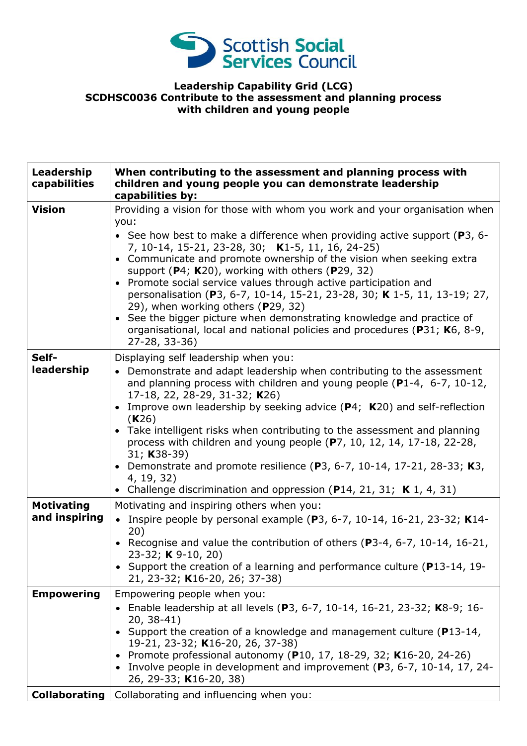# Leadership Capability Grid (LCG)
## SCDHSC0036 Contribute to the assessment and planning process with children and young people

| Leadership capabilities | When contributing to the assessment and planning process with children and young people you can demonstrate leadership capabilities by: |
|---|---|
| **Vision** | Providing a vision for those with whom you work and your organisation when you: <br>• See how best to make a difference when providing active support (**P**3, 6-7, 10-14, 15-21, 23-28, 30; **K**1-5, 11, 16, 24-25) <br>• Communicate and promote ownership of the vision when seeking extra support (**P**4; **K**20), working with others (**P**29, 32) <br>• Promote social service values through active participation and personalisation (**P**3, 6-7, 10-14, 15-21, 23-28, 30; **K** 1-5, 11, 13-19; 27, 29), when working others (**P**29, 32) <br>• See the bigger picture when demonstrating knowledge and practice of organisational, local and national policies and procedures (**P**31; **K**6, 8-9, 27-28, 33-36) |
| **Self-leadership** | Displaying self leadership when you: <br>• Demonstrate and adapt leadership when contributing to the assessment and planning process with children and young people (**P**1-4, 6-7, 10-12, 17-18, 22, 28-29, 31-32; **K**26) <br>• Improve own leadership by seeking advice (**P**4; **K**20) and self-reflection (**K**26) <br>• Take intelligent risks when contributing to the assessment and planning process with children and young people (**P**7, 10, 12, 14, 17-18, 22-28, 31; **K**38-39) <br>• Demonstrate and promote resilience (**P**3, 6-7, 10-14, 17-21, 28-33; **K**3, 4, 19, 32) <br>• Challenge discrimination and oppression (**P**14, 21, 31; **K** 1, 4, 31) |
| **Motivating and inspiring** | Motivating and inspiring others when you: <br>• Inspire people by personal example (**P**3, 6-7, 10-14, 16-21, 23-32; **K**14-20) <br>• Recognise and value the contribution of others (**P**3-4, 6-7, 10-14, 16-21, 23-32; **K** 9-10, 20) <br>• Support the creation of a learning and performance culture (**P**13-14, 19-21, 23-32; **K**16-20, 26; 37-38) |
| **Empowering** | Empowering people when you: <br>• Enable leadership at all levels (**P**3, 6-7, 10-14, 16-21, 23-32; **K**8-9; 16-20, 38-41) <br>• Support the creation of a knowledge and management culture (**P**13-14, 19-21, 23-32; **K**16-20, 26, 37-38) <br>• Promote professional autonomy (**P**10, 17, 18-29, 32; **K**16-20, 24-26) <br>• Involve people in development and improvement (**P**3, 6-7, 10-14, 17, 24-26, 29-33; **K**16-20, 38) |
| **Collaborating** | Collaborating and influencing when you: |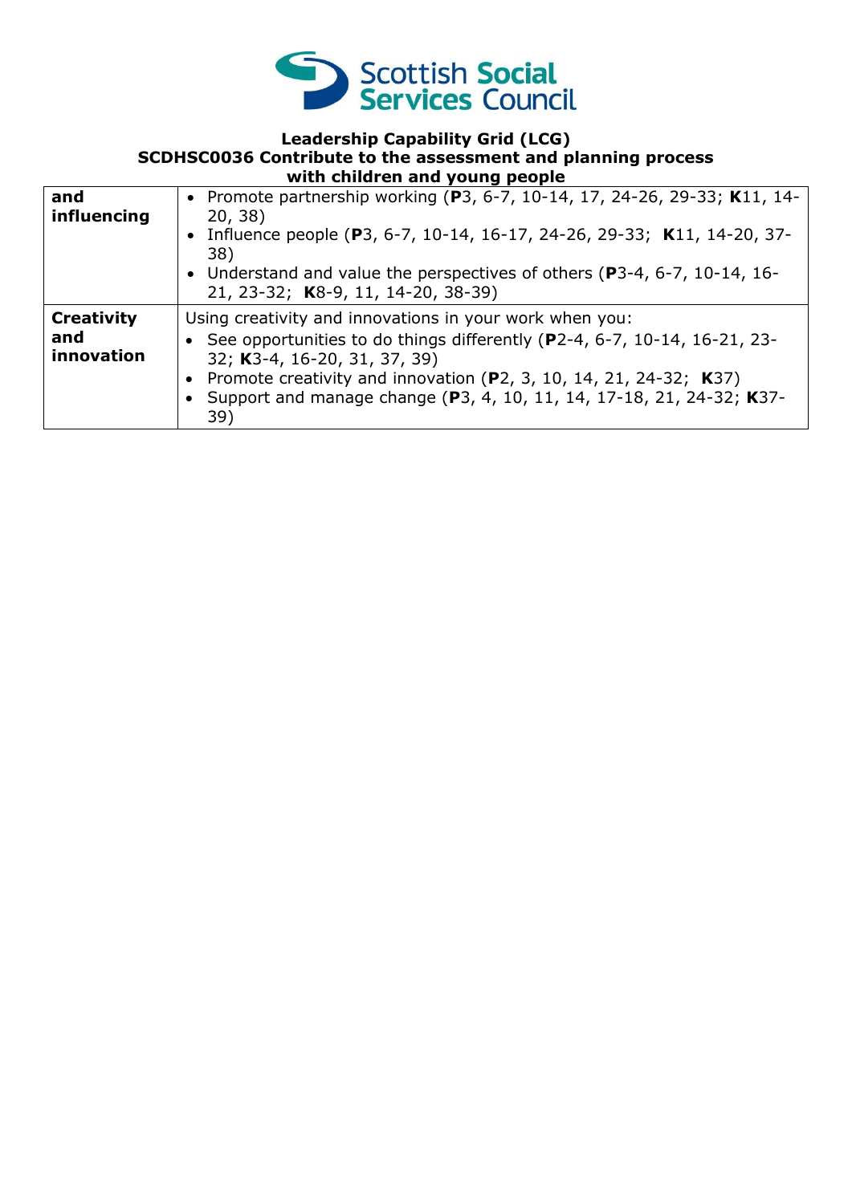**Leadership Capability Grid (LCG)**
**SCDHSC0036 Contribute to the assessment and planning process with children and young people**

| | |
|---|---|
| **and influencing** | • Promote partnership working (**P**3, 6-7, 10-14, 17, 24-26, 29-33; **K**11, 14-20, 38)<br>• Influence people (**P**3, 6-7, 10-14, 16-17, 24-26, 29-33; **K**11, 14-20, 37-38)<br>• Understand and value the perspectives of others (**P**3-4, 6-7, 10-14, 16-21, 23-32; **K**8-9, 11, 14-20, 38-39) |
| **Creativity and innovation** | Using creativity and innovations in your work when you:<br>• See opportunities to do things differently (**P**2-4, 6-7, 10-14, 16-21, 23-32; **K**3-4, 16-20, 31, 37, 39)<br>• Promote creativity and innovation (**P**2, 3, 10, 14, 21, 24-32; **K**37)<br>• Support and manage change (**P**3, 4, 10, 11, 14, 17-18, 21, 24-32; **K**37-39) |